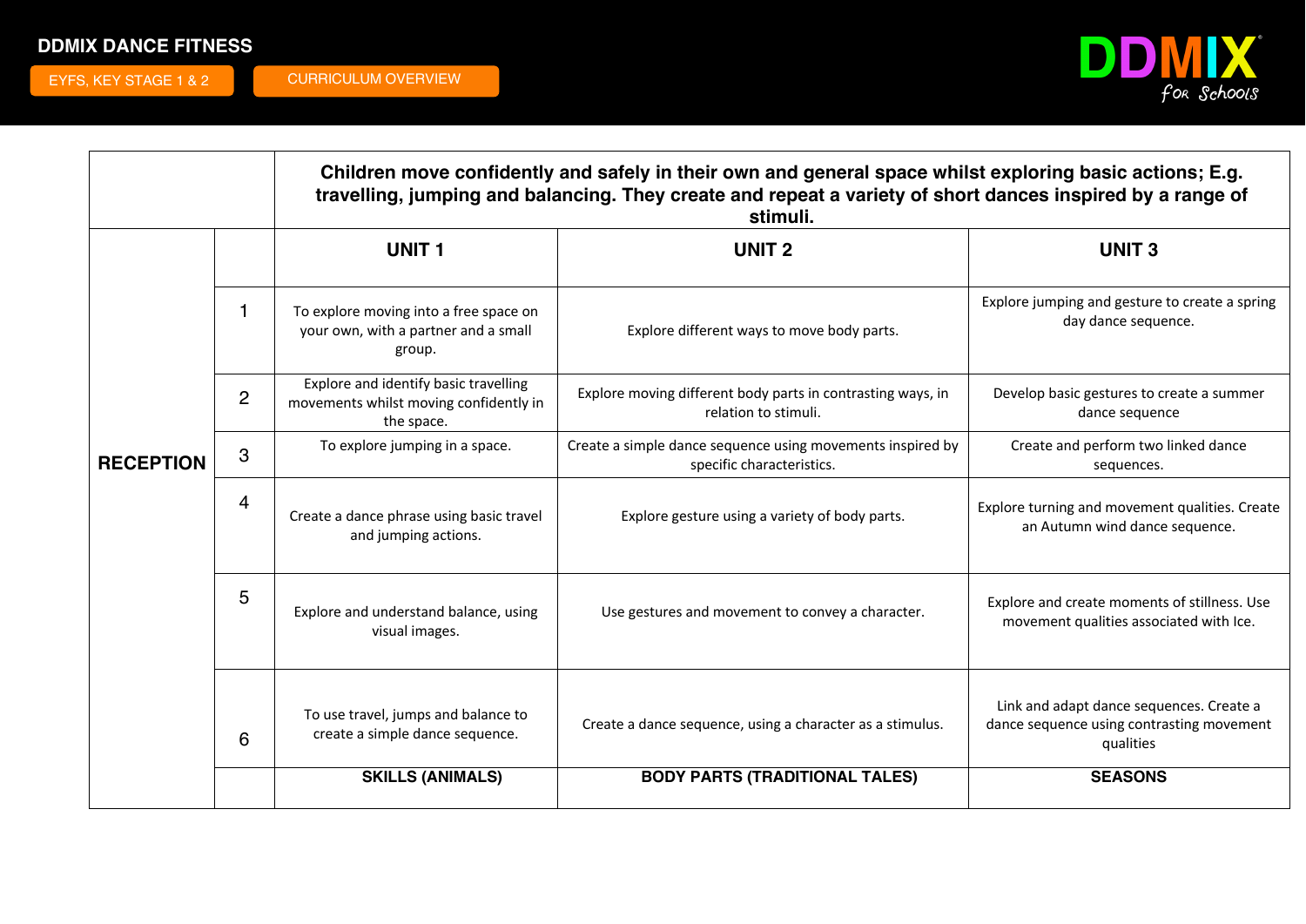# DDMIX DANCE FITNESS

EYFS, KEY STAGE 1 & 2

CURRICULUM OVERVIEW

DDMIX for Schools

| | | Children move confidently and safely in their own and general space whilst exploring basic actions; E.g. travelling, jumping and balancing. They create and repeat a variety of short dances inspired by a range of stimuli. | | |
|---|---|---|---|---|
| **RECEPTION** | | **UNIT 1** | **UNIT 2** | **UNIT 3** |
| | 1 | To explore moving into a free space on your own, with a partner and a small group. | Explore different ways to move body parts. | Explore jumping and gesture to create a spring day dance sequence. |
| | 2 | Explore and identify basic travelling movements whilst moving confidently in the space. | Explore moving different body parts in contrasting ways, in relation to stimuli. | Develop basic gestures to create a summer dance sequence |
| | 3 | To explore jumping in a space. | Create a simple dance sequence using movements inspired by specific characteristics. | Create and perform two linked dance sequences. |
| | 4 | Create a dance phrase using basic travel and jumping actions. | Explore gesture using a variety of body parts. | Explore turning and movement qualities. Create an Autumn wind dance sequence. |
| | 5 | Explore and understand balance, using visual images. | Use gestures and movement to convey a character. | Explore and create moments of stillness. Use movement qualities associated with Ice. |
| | 6 | To use travel, jumps and balance to create a simple dance sequence. | Create a dance sequence, using a character as a stimulus. | Link and adapt dance sequences. Create a dance sequence using contrasting movement qualities |
| | | **SKILLS (ANIMALS)** | **BODY PARTS (TRADITIONAL TALES)** | **SEASONS** |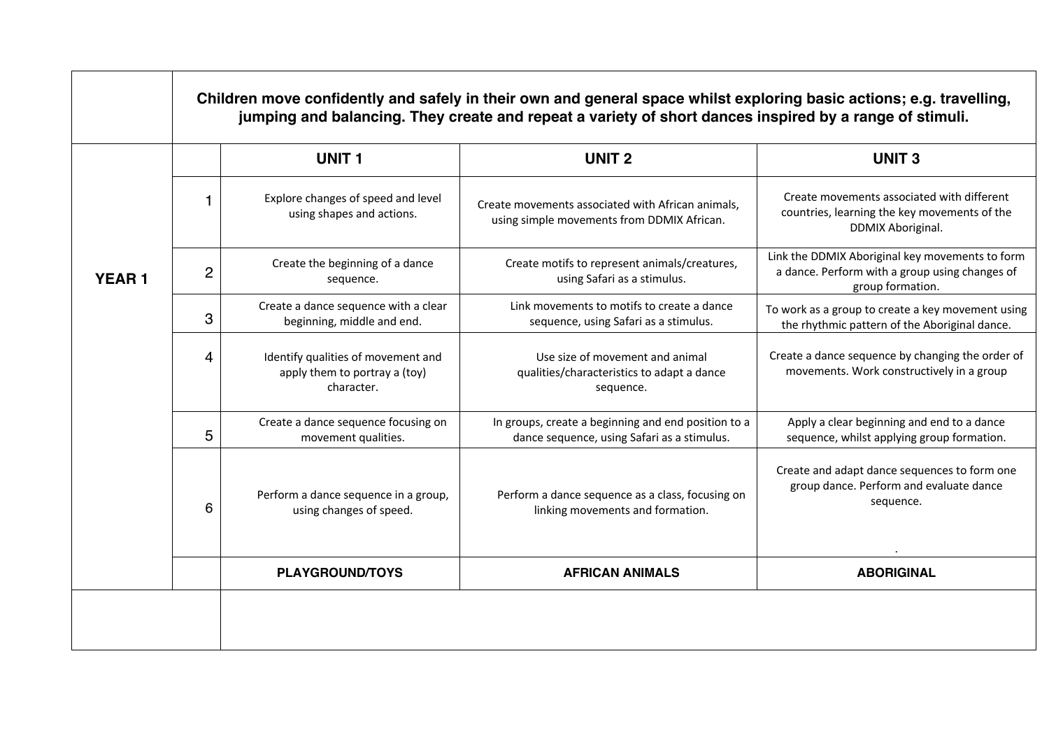| | | | | |
|---|---|---|---|---|
| | **Children move confidently and safely in their own and general space whilst exploring basic actions; e.g. travelling, jumping and balancing. They create and repeat a variety of short dances inspired by a range of stimuli.** | | | |
| **YEAR 1** | | **UNIT 1** | **UNIT 2** | **UNIT 3** |
| | 1 | Explore changes of speed and level using shapes and actions. | Create movements associated with African animals, using simple movements from DDMIX African. | Create movements associated with different countries, learning the key movements of the DDMIX Aboriginal. |
| | 2 | Create the beginning of a dance sequence. | Create motifs to represent animals/creatures, using Safari as a stimulus. | Link the DDMIX Aboriginal key movements to form a dance. Perform with a group using changes of group formation. |
| | 3 | Create a dance sequence with a clear beginning, middle and end. | Link movements to motifs to create a dance sequence, using Safari as a stimulus. | To work as a group to create a key movement using the rhythmic pattern of the Aboriginal dance. |
| | 4 | Identify qualities of movement and apply them to portray a (toy) character. | Use size of movement and animal qualities/characteristics to adapt a dance sequence. | Create a dance sequence by changing the order of movements. Work constructively in a group |
| | 5 | Create a dance sequence focusing on movement qualities. | In groups, create a beginning and end position to a dance sequence, using Safari as a stimulus. | Apply a clear beginning and end to a dance sequence, whilst applying group formation. |
| | 6 | Perform a dance sequence in a group, using changes of speed. | Perform a dance sequence as a class, focusing on linking movements and formation. | Create and adapt dance sequences to form one group dance. Perform and evaluate dance sequence. . |
| | | **PLAYGROUND/TOYS** | **AFRICAN ANIMALS** | **ABORIGINAL** |
| | | | | |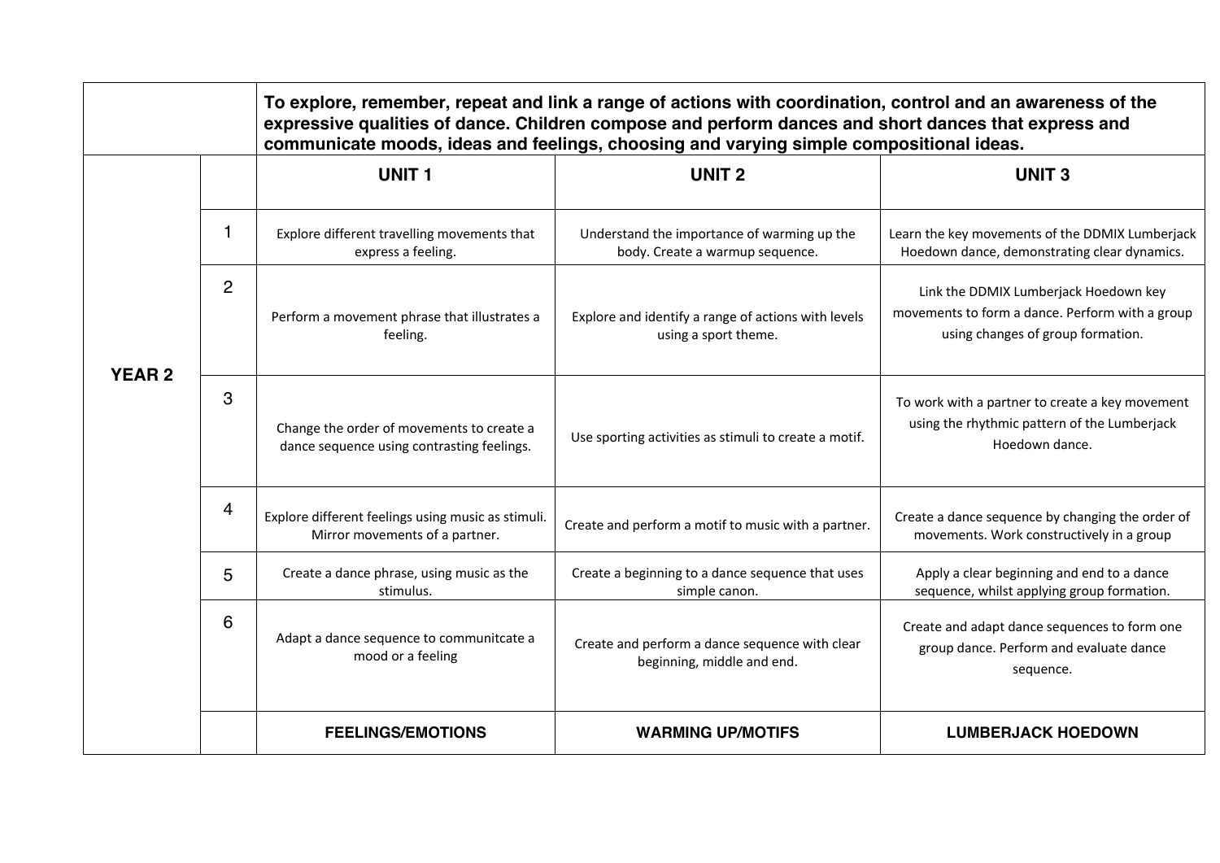| | | To explore, remember, repeat and link a range of actions with coordination, control and an awareness of the expressive qualities of dance. Children compose and perform dances and short dances that express and communicate moods, ideas and feelings, choosing and varying simple compositional ideas. | | |
|---|---|---|---|---|
| **YEAR 2** | | **UNIT 1** | **UNIT 2** | **UNIT 3** |
| | 1 | Explore different travelling movements that express a feeling. | Understand the importance of warming up the body. Create a warmup sequence. | Learn the key movements of the DDMIX Lumberjack Hoedown dance, demonstrating clear dynamics. |
| | 2 | Perform a movement phrase that illustrates a feeling. | Explore and identify a range of actions with levels using a sport theme. | Link the DDMIX Lumberjack Hoedown key movements to form a dance. Perform with a group using changes of group formation. |
| | 3 | Change the order of movements to create a dance sequence using contrasting feelings. | Use sporting activities as stimuli to create a motif. | To work with a partner to create a key movement using the rhythmic pattern of the Lumberjack Hoedown dance. |
| | 4 | Explore different feelings using music as stimuli. Mirror movements of a partner. | Create and perform a motif to music with a partner. | Create a dance sequence by changing the order of movements. Work constructively in a group |
| | 5 | Create a dance phrase, using music as the stimulus. | Create a beginning to a dance sequence that uses simple canon. | Apply a clear beginning and end to a dance sequence, whilst applying group formation. |
| | 6 | Adapt a dance sequence to communitcate a mood or a feeling | Create and perform a dance sequence with clear beginning, middle and end. | Create and adapt dance sequences to form one group dance. Perform and evaluate dance sequence. |
| | | **FEELINGS/EMOTIONS** | **WARMING UP/MOTIFS** | **LUMBERJACK HOEDOWN** |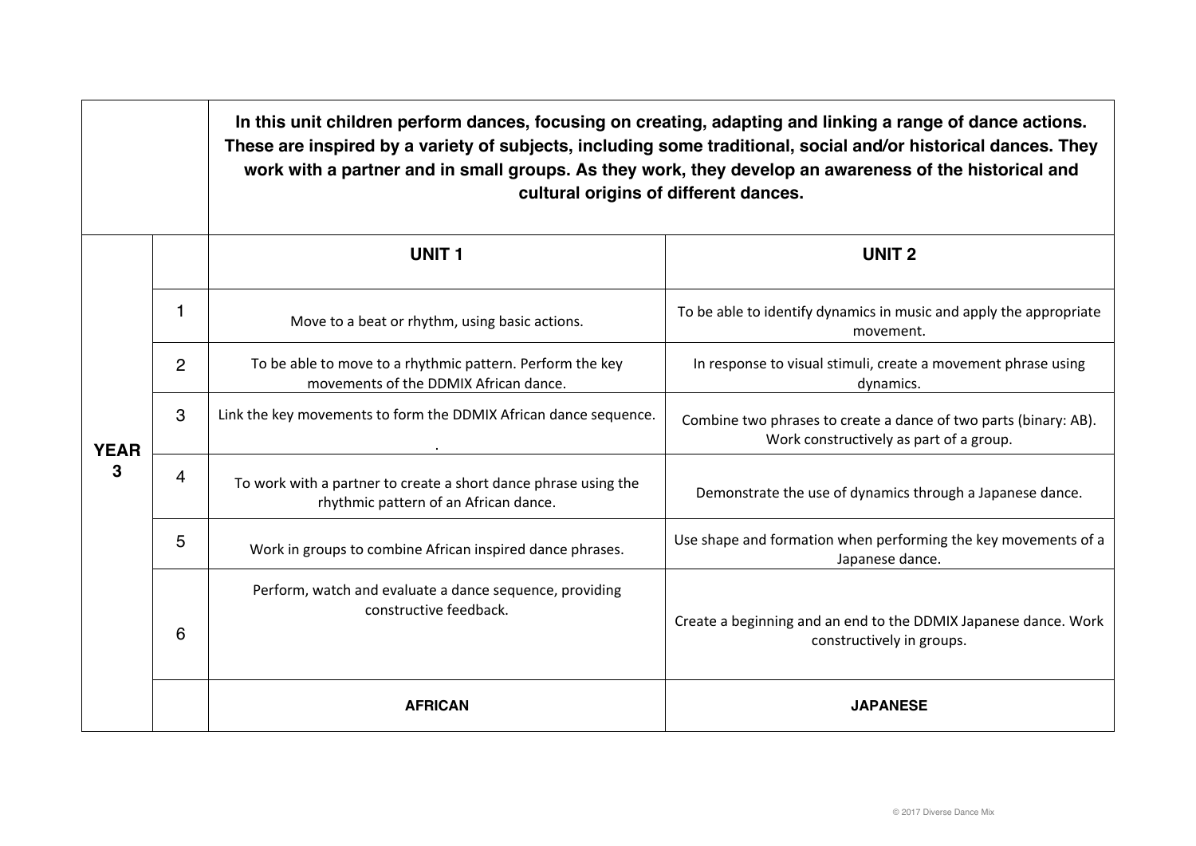| | | In this unit children perform dances, focusing on creating, adapting and linking a range of dance actions. These are inspired by a variety of subjects, including some traditional, social and/or historical dances. They work with a partner and in small groups. As they work, they develop an awareness of the historical and cultural origins of different dances. | |
|---|---|---|---|
| **YEAR 3** | | **UNIT 1** | **UNIT 2** |
| | 1 | Move to a beat or rhythm, using basic actions. | To be able to identify dynamics in music and apply the appropriate movement. |
| | 2 | To be able to move to a rhythmic pattern. Perform the key movements of the DDMIX African dance. | In response to visual stimuli, create a movement phrase using dynamics. |
| | 3 | Link the key movements to form the DDMIX African dance sequence. . | Combine two phrases to create a dance of two parts (binary: AB). Work constructively as part of a group. |
| | 4 | To work with a partner to create a short dance phrase using the rhythmic pattern of an African dance. | Demonstrate the use of dynamics through a Japanese dance. |
| | 5 | Work in groups to combine African inspired dance phrases. | Use shape and formation when performing the key movements of a Japanese dance. |
| | 6 | Perform, watch and evaluate a dance sequence, providing constructive feedback. | Create a beginning and an end to the DDMIX Japanese dance. Work constructively in groups. |
| | | **AFRICAN** | **JAPANESE** |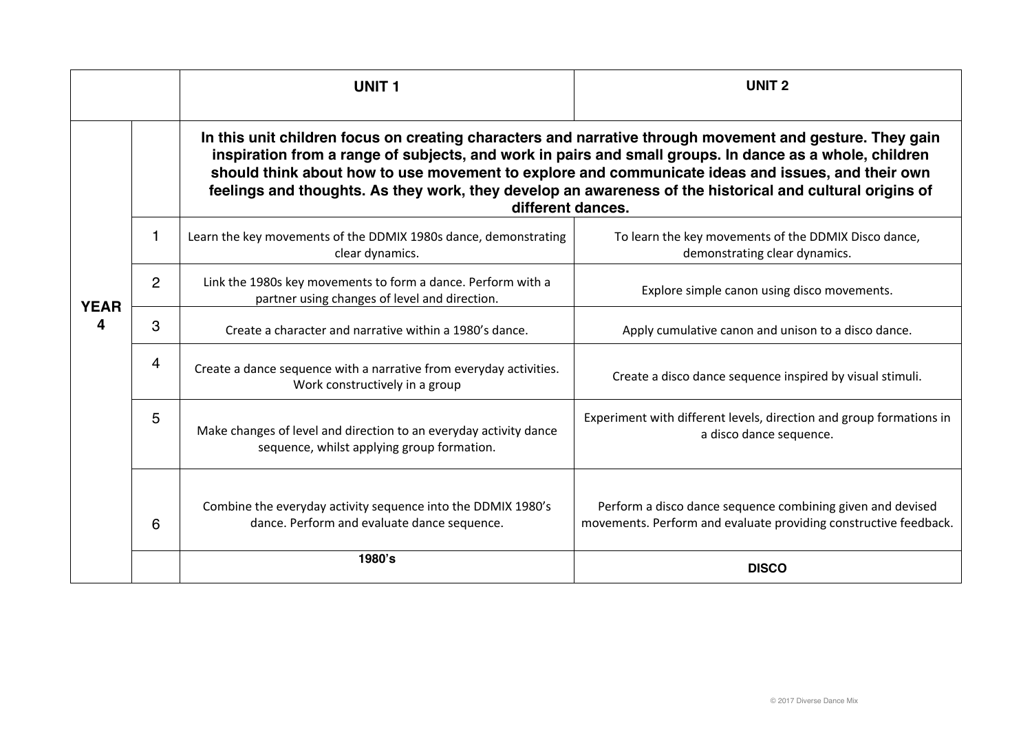| | | UNIT 1 | UNIT 2 |
|---|---|---|---|
| YEAR 4 | | **In this unit children focus on creating characters and narrative through movement and gesture. They gain inspiration from a range of subjects, and work in pairs and small groups. In dance as a whole, children should think about how to use movement to explore and communicate ideas and issues, and their own feelings and thoughts. As they work, they develop an awareness of the historical and cultural origins of different dances.** | |
| | 1 | Learn the key movements of the DDMIX 1980s dance, demonstrating clear dynamics. | To learn the key movements of the DDMIX Disco dance, demonstrating clear dynamics. |
| | 2 | Link the 1980s key movements to form a dance. Perform with a partner using changes of level and direction. | Explore simple canon using disco movements. |
| | 3 | Create a character and narrative within a 1980's dance. | Apply cumulative canon and unison to a disco dance. |
| | 4 | Create a dance sequence with a narrative from everyday activities. Work constructively in a group | Create a disco dance sequence inspired by visual stimuli. |
| | 5 | Make changes of level and direction to an everyday activity dance sequence, whilst applying group formation. | Experiment with different levels, direction and group formations in a disco dance sequence. |
| | 6 | Combine the everyday activity sequence into the DDMIX 1980's dance. Perform and evaluate dance sequence. | Perform a disco dance sequence combining given and devised movements. Perform and evaluate providing constructive feedback. |
| | | **1980's** | **DISCO** |

© 2017 Diverse Dance Mix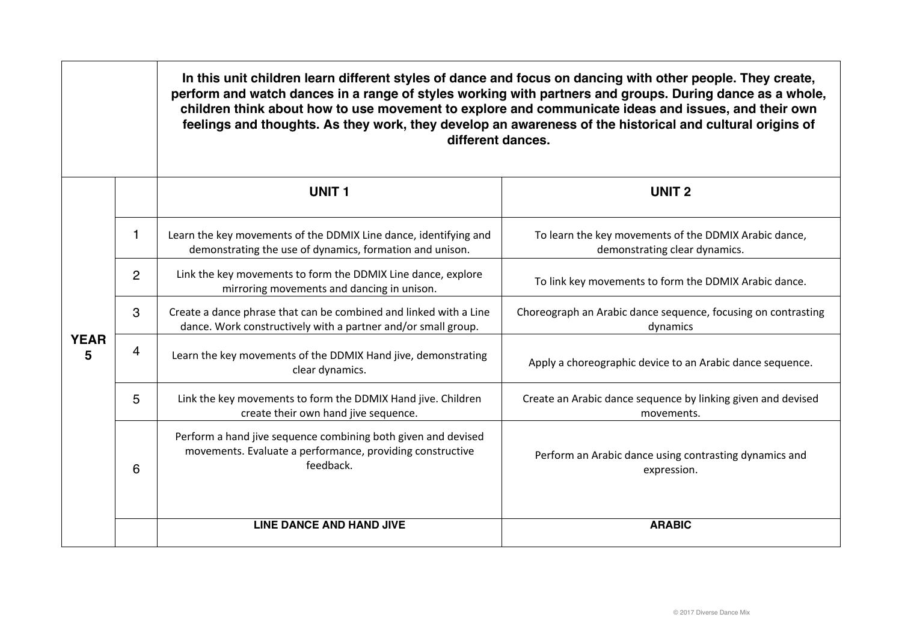| | | In this unit children learn different styles of dance and focus on dancing with other people. They create, perform and watch dances in a range of styles working with partners and groups. During dance as a whole, children think about how to use movement to explore and communicate ideas and issues, and their own feelings and thoughts. As they work, they develop an awareness of the historical and cultural origins of different dances. | |
|---|---|---|---|
| **YEAR 5** | | **UNIT 1** | **UNIT 2** |
| | 1 | Learn the key movements of the DDMIX Line dance, identifying and demonstrating the use of dynamics, formation and unison. | To learn the key movements of the DDMIX Arabic dance, demonstrating clear dynamics. |
| | 2 | Link the key movements to form the DDMIX Line dance, explore mirroring movements and dancing in unison. | To link key movements to form the DDMIX Arabic dance. |
| | 3 | Create a dance phrase that can be combined and linked with a Line dance. Work constructively with a partner and/or small group. | Choreograph an Arabic dance sequence, focusing on contrasting dynamics |
| | 4 | Learn the key movements of the DDMIX Hand jive, demonstrating clear dynamics. | Apply a choreographic device to an Arabic dance sequence. |
| | 5 | Link the key movements to form the DDMIX Hand jive. Children create their own hand jive sequence. | Create an Arabic dance sequence by linking given and devised movements. |
| | 6 | Perform a hand jive sequence combining both given and devised movements. Evaluate a performance, providing constructive feedback. | Perform an Arabic dance using contrasting dynamics and expression. |
| | | **LINE DANCE AND HAND JIVE** | **ARABIC** |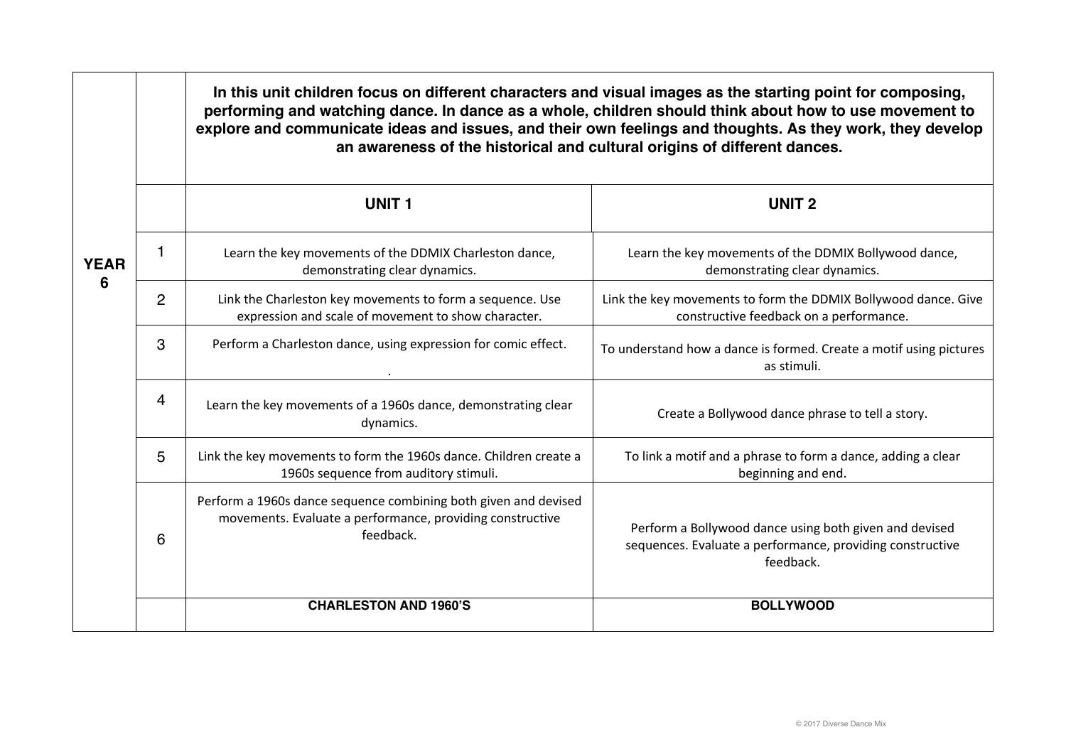| | | | |
|---|---|---|---|
| **YEAR 6** | | **In this unit children focus on different characters and visual images as the starting point for composing, performing and watching dance. In dance as a whole, children should think about how to use movement to explore and communicate ideas and issues, and their own feelings and thoughts. As they work, they develop an awareness of the historical and cultural origins of different dances.** | |
| | | **UNIT 1** | **UNIT 2** |
| | 1 | Learn the key movements of the DDMIX Charleston dance, demonstrating clear dynamics. | Learn the key movements of the DDMIX Bollywood dance, demonstrating clear dynamics. |
| | 2 | Link the Charleston key movements to form a sequence. Use expression and scale of movement to show character. | Link the key movements to form the DDMIX Bollywood dance. Give constructive feedback on a performance. |
| | 3 | Perform a Charleston dance, using expression for comic effect. . | To understand how a dance is formed. Create a motif using pictures as stimuli. |
| | 4 | Learn the key movements of a 1960s dance, demonstrating clear dynamics. | Create a Bollywood dance phrase to tell a story. |
| | 5 | Link the key movements to form the 1960s dance. Children create a 1960s sequence from auditory stimuli. | To link a motif and a phrase to form a dance, adding a clear beginning and end. |
| | 6 | Perform a 1960s dance sequence combining both given and devised movements. Evaluate a performance, providing constructive feedback. | Perform a Bollywood dance using both given and devised sequences. Evaluate a performance, providing constructive feedback. |
| | | **CHARLESTON AND 1960'S** | **BOLLYWOOD** |

© 2017 Diverse Dance Mix